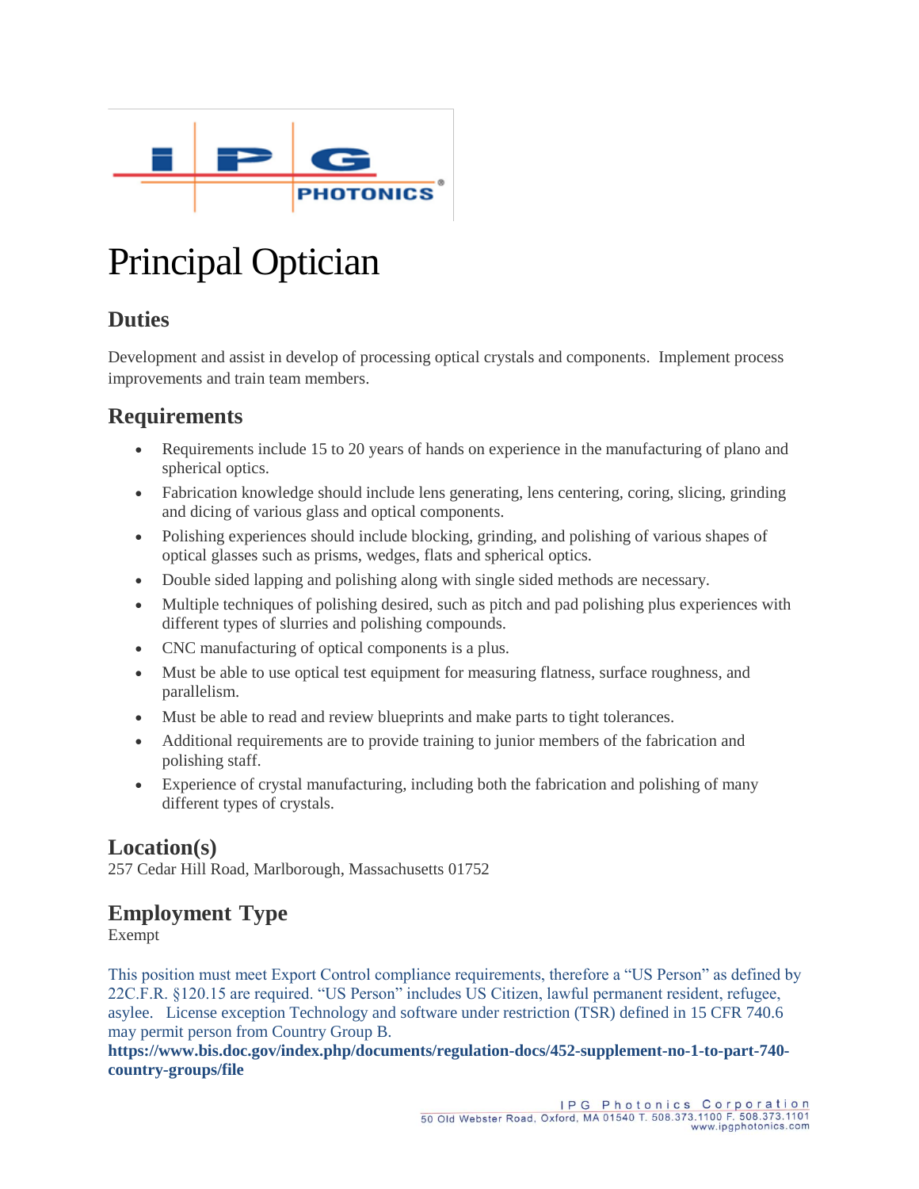# Principal Optician

## Duties

Development and assist in develop of processing optical crystals and components. Implement process improvements and train team members.

## Requirements

- Requirements include 15 to 20 years of hands on experience in the manufacturing of plano and spherical optics.
- Fabrication knowledge should include lens generating, lens centering, coring, slicing, grinding and dicing of various glass and optical components.
- Polishing experiences should include blocking, grinding, and polishing of various shapes of optical glasses such as prisms, wedges, flats and spherical optics.
- Double sided lapping and polishing along with single sided methods are necessary.
- Multiple techniques of polishing desired, such as pitch and pad polishing plus experiences with different types of slurries and polishing compounds.
- CNC manufacturing of optical components is a plus.
- Must be able to use optical test equipment for measuring flatness, surface roughness, and parallelism.
- Must be able to read and review blueprints and make parts to tight tolerances.
- Additional requirements are to provide training to junior members of the fabrication and polishing staff.
- Experience of crystal manufacturing, including both the fabrication and polishing of many different types of crystals.

## Location(s)

257 Cedar Hill Road, Marlborough, Massachusetts 01752

## Employment Type

Exempt

This position must meet Export Control compliance requirements, therefore a "US Person" as defined by 22C.F.R. §120.15 are required. "US Person" includes US Citizen, lawful permanent resident, refugee, asylee. License exception Technology and software under restriction (TSR) defined in 15 CFR 740.6 may permit person from Country Group B.

**https://www.bis.doc.gov/index.php/documents/regulation-docs/452-supplement-no-1-to-part-740-country-groups/file**

IPG Photonics Corporation
50 Old Webster Road, Oxford, MA 01540 T. 508.373.1100 F. 508.373.1101
www.ipgphotonics.com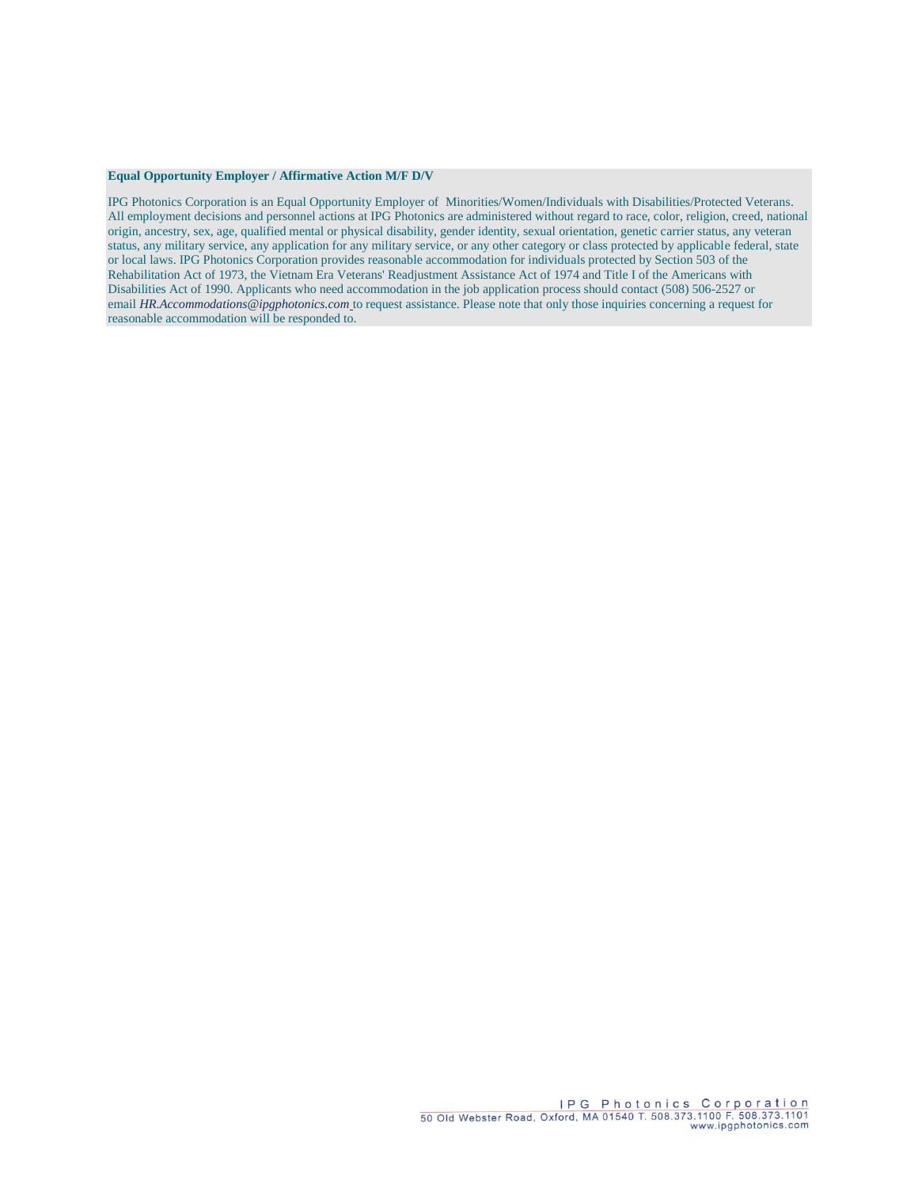**Equal Opportunity Employer / Affirmative Action M/F D/V**

IPG Photonics Corporation is an Equal Opportunity Employer of Minorities/Women/Individuals with Disabilities/Protected Veterans. All employment decisions and personnel actions at IPG Photonics are administered without regard to race, color, religion, creed, national origin, ancestry, sex, age, qualified mental or physical disability, gender identity, sexual orientation, genetic carrier status, any veteran status, any military service, any application for any military service, or any other category or class protected by applicable federal, state or local laws. IPG Photonics Corporation provides reasonable accommodation for individuals protected by Section 503 of the Rehabilitation Act of 1973, the Vietnam Era Veterans' Readjustment Assistance Act of 1974 and Title I of the Americans with Disabilities Act of 1990. Applicants who need accommodation in the job application process should contact (508) 506-2527 or email *HR.Accommodations@ipgphotonics.com* to request assistance. Please note that only those inquiries concerning a request for reasonable accommodation will be responded to.

IPG Photonics Corporation
50 Old Webster Road, Oxford, MA 01540 T. 508.373.1100 F. 508.373.1101
www.ipgphotonics.com